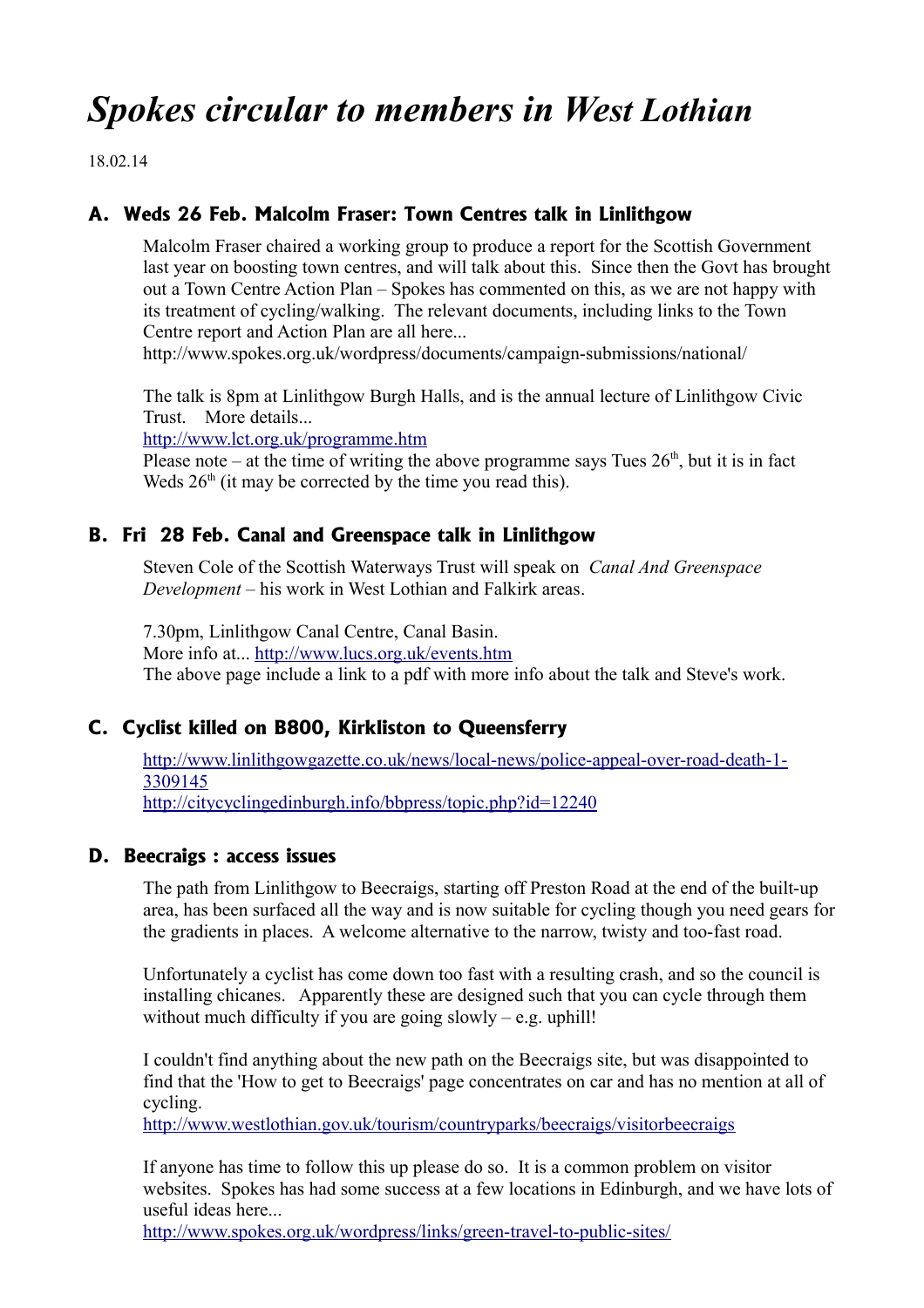# *Spokes circular to members in West Lothian*

18.02.14

## A. Weds 26 Feb. Malcolm Fraser: Town Centres talk in Linlithgow

Malcolm Fraser chaired a working group to produce a report for the Scottish Government last year on boosting town centres, and will talk about this. Since then the Govt has brought out a Town Centre Action Plan – Spokes has commented on this, as we are not happy with its treatment of cycling/walking. The relevant documents, including links to the Town Centre report and Action Plan are all here...
http://www.spokes.org.uk/wordpress/documents/campaign-submissions/national/

The talk is 8pm at Linlithgow Burgh Halls, and is the annual lecture of Linlithgow Civic Trust. More details...
http://www.lct.org.uk/programme.htm
Please note – at the time of writing the above programme says Tues 26th, but it is in fact Weds 26th (it may be corrected by the time you read this).

## B. Fri 28 Feb. Canal and Greenspace talk in Linlithgow

Steven Cole of the Scottish Waterways Trust will speak on *Canal And Greenspace Development* – his work in West Lothian and Falkirk areas.

7.30pm, Linlithgow Canal Centre, Canal Basin.
More info at... http://www.lucs.org.uk/events.htm
The above page include a link to a pdf with more info about the talk and Steve's work.

## C. Cyclist killed on B800, Kirkliston to Queensferry

http://www.linlithgowgazette.co.uk/news/local-news/police-appeal-over-road-death-1-3309145
http://citycyclingedinburgh.info/bbpress/topic.php?id=12240

## D. Beecraigs : access issues

The path from Linlithgow to Beecraigs, starting off Preston Road at the end of the built-up area, has been surfaced all the way and is now suitable for cycling though you need gears for the gradients in places. A welcome alternative to the narrow, twisty and too-fast road.

Unfortunately a cyclist has come down too fast with a resulting crash, and so the council is installing chicanes. Apparently these are designed such that you can cycle through them without much difficulty if you are going slowly – e.g. uphill!

I couldn't find anything about the new path on the Beecraigs site, but was disappointed to find that the 'How to get to Beecraigs' page concentrates on car and has no mention at all of cycling.
http://www.westlothian.gov.uk/tourism/countryparks/beecraigs/visitorbeecraigs

If anyone has time to follow this up please do so. It is a common problem on visitor websites. Spokes has had some success at a few locations in Edinburgh, and we have lots of useful ideas here...
http://www.spokes.org.uk/wordpress/links/green-travel-to-public-sites/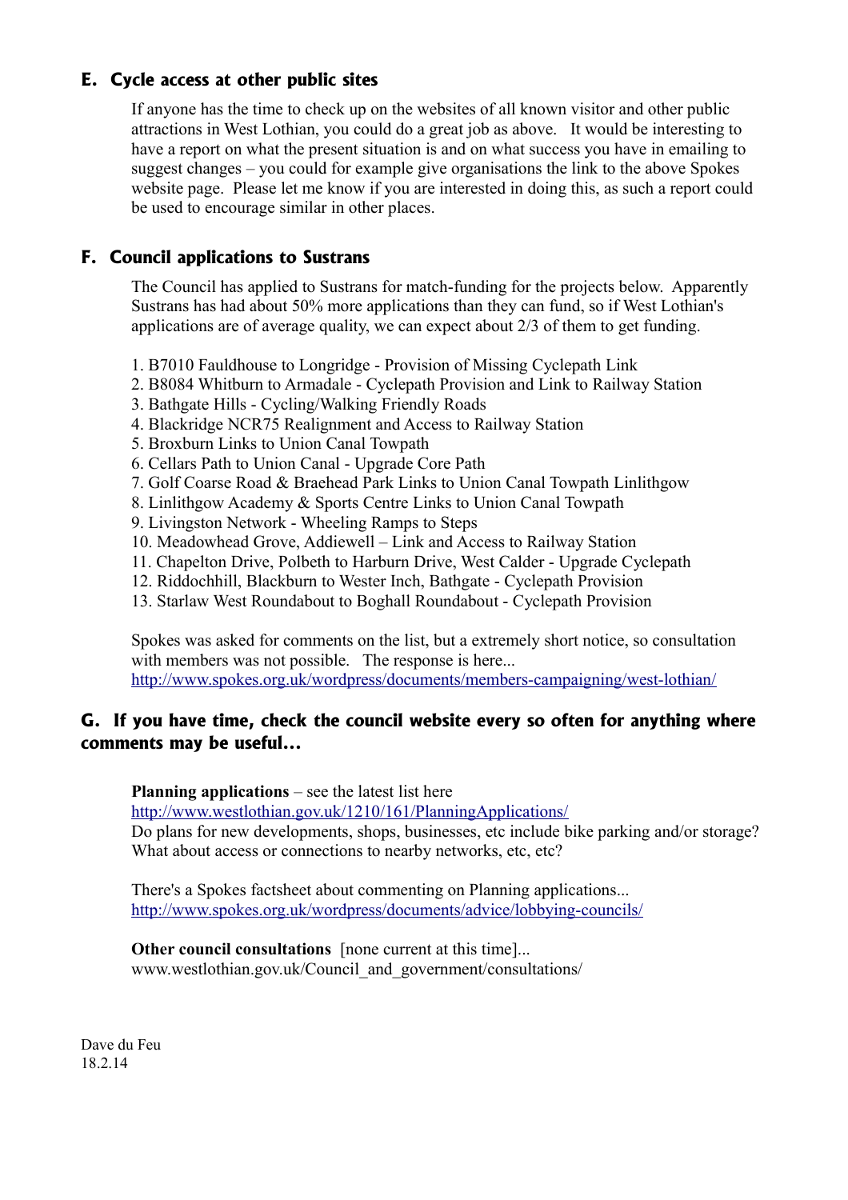## E. Cycle access at other public sites

If anyone has the time to check up on the websites of all known visitor and other public attractions in West Lothian, you could do a great job as above. It would be interesting to have a report on what the present situation is and on what success you have in emailing to suggest changes – you could for example give organisations the link to the above Spokes website page. Please let me know if you are interested in doing this, as such a report could be used to encourage similar in other places.

## F. Council applications to Sustrans

The Council has applied to Sustrans for match-funding for the projects below. Apparently Sustrans has had about 50% more applications than they can fund, so if West Lothian's applications are of average quality, we can expect about 2/3 of them to get funding.

1. B7010 Fauldhouse to Longridge - Provision of Missing Cyclepath Link
2. B8084 Whitburn to Armadale - Cyclepath Provision and Link to Railway Station
3. Bathgate Hills - Cycling/Walking Friendly Roads
4. Blackridge NCR75 Realignment and Access to Railway Station
5. Broxburn Links to Union Canal Towpath
6. Cellars Path to Union Canal - Upgrade Core Path
7. Golf Coarse Road & Braehead Park Links to Union Canal Towpath Linlithgow
8. Linlithgow Academy & Sports Centre Links to Union Canal Towpath
9. Livingston Network - Wheeling Ramps to Steps
10. Meadowhead Grove, Addiewell – Link and Access to Railway Station
11. Chapelton Drive, Polbeth to Harburn Drive, West Calder - Upgrade Cyclepath
12. Riddochhill, Blackburn to Wester Inch, Bathgate - Cyclepath Provision
13. Starlaw West Roundabout to Boghall Roundabout - Cyclepath Provision

Spokes was asked for comments on the list, but a extremely short notice, so consultation with members was not possible. The response is here...
http://www.spokes.org.uk/wordpress/documents/members-campaigning/west-lothian/

## G. If you have time, check the council website every so often for anything where comments may be useful...

**Planning applications** – see the latest list here
http://www.westlothian.gov.uk/1210/161/PlanningApplications/
Do plans for new developments, shops, businesses, etc include bike parking and/or storage? What about access or connections to nearby networks, etc, etc?

There's a Spokes factsheet about commenting on Planning applications...
http://www.spokes.org.uk/wordpress/documents/advice/lobbying-councils/

**Other council consultations** [none current at this time]...
www.westlothian.gov.uk/Council_and_government/consultations/

Dave du Feu
18.2.14